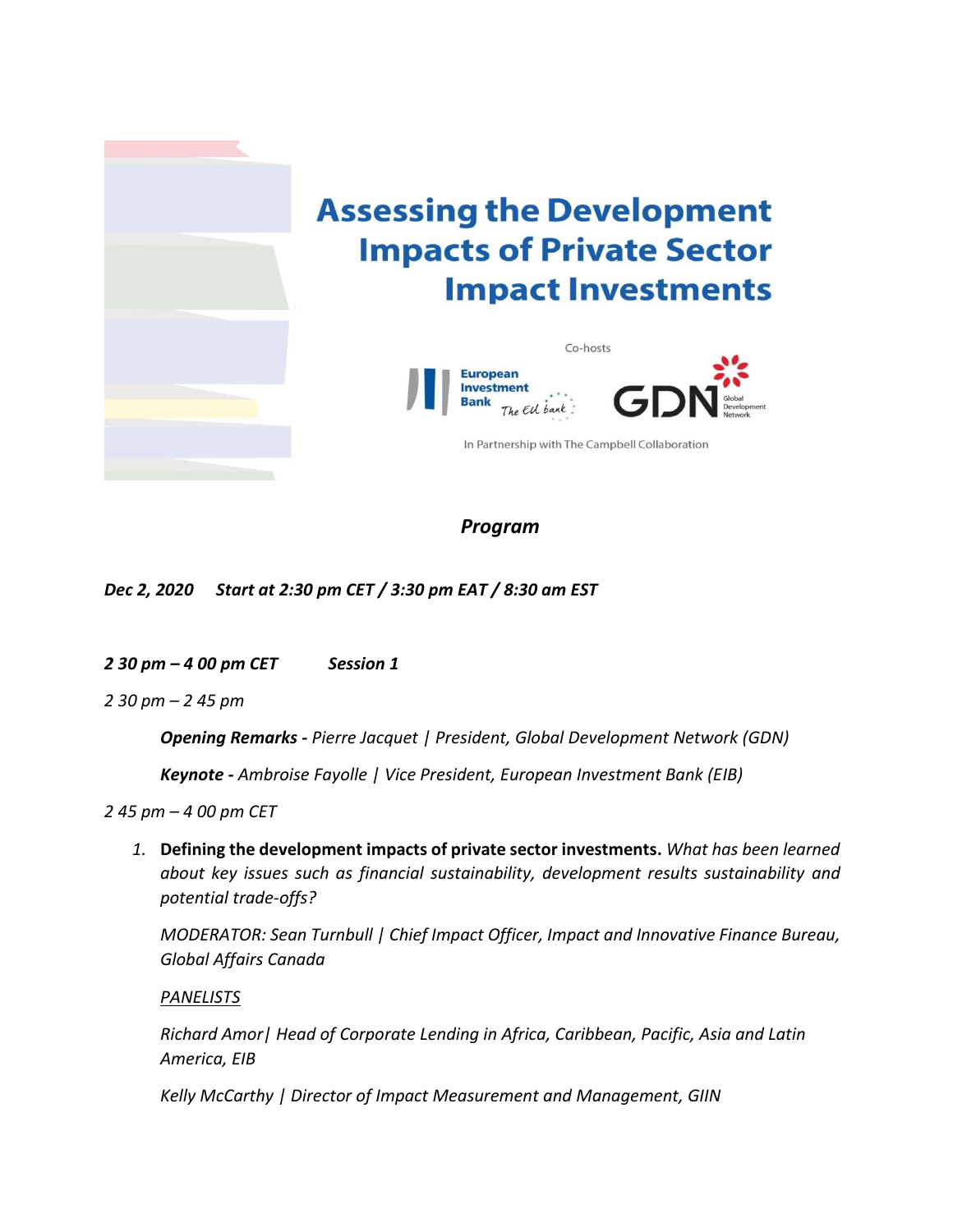# Assessing the Development Impacts of Private Sector Impact Investments

Co-hosts

European Investment Bank *The EU bank*

GDN Global Development Network

In Partnership with The Campbell Collaboration

## *Program*

***Dec 2, 2020 Start at 2:30 pm CET / 3:30 pm EAT / 8:30 am EST***

***2 30 pm – 4 00 pm CET Session 1***

*2 30 pm – 2 45 pm*

***Opening Remarks -*** *Pierre Jacquet | President, Global Development Network (GDN)*

***Keynote -*** *Ambroise Fayolle | Vice President, European Investment Bank (EIB)*

*2 45 pm – 4 00 pm CET*

1. **Defining the development impacts of private sector investments.** *What has been learned about key issues such as financial sustainability, development results sustainability and potential trade-offs?*

   *MODERATOR: Sean Turnbull | Chief Impact Officer, Impact and Innovative Finance Bureau, Global Affairs Canada*

   *PANELISTS*

   *Richard Amor| Head of Corporate Lending in Africa, Caribbean, Pacific, Asia and Latin America, EIB*

   *Kelly McCarthy | Director of Impact Measurement and Management, GIIN*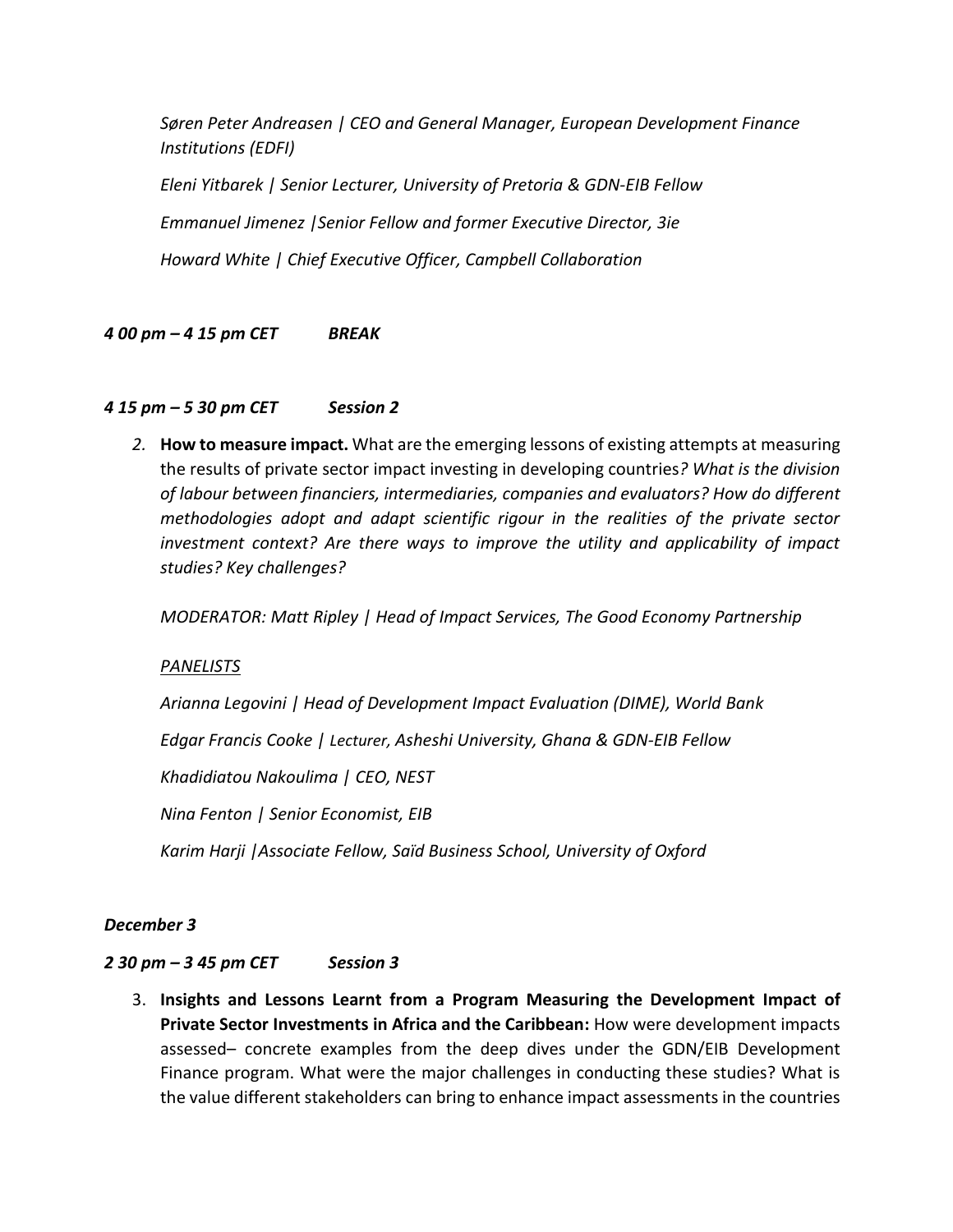*Søren Peter Andreasen | CEO and General Manager, European Development Finance Institutions (EDFI)*

*Eleni Yitbarek | Senior Lecturer, University of Pretoria & GDN-EIB Fellow*

*Emmanuel Jimenez |Senior Fellow and former Executive Director, 3ie*

*Howard White | Chief Executive Officer, Campbell Collaboration*

***4 00 pm – 4 15 pm CET BREAK***

***4 15 pm – 5 30 pm CET Session 2***

2. **How to measure impact.** What are the emerging lessons of existing attempts at measuring the results of private sector impact investing in developing countries*? What is the division of labour between financiers, intermediaries, companies and evaluators? How do different methodologies adopt and adapt scientific rigour in the realities of the private sector investment context? Are there ways to improve the utility and applicability of impact studies? Key challenges?*

   *MODERATOR: Matt Ripley | Head of Impact Services, The Good Economy Partnership*

   *PANELISTS*

   *Arianna Legovini | Head of Development Impact Evaluation (DIME), World Bank*

   *Edgar Francis Cooke | Lecturer, Asheshi University, Ghana & GDN-EIB Fellow*

   *Khadidiatou Nakoulima | CEO, NEST*

   *Nina Fenton | Senior Economist, EIB*

   *Karim Harji |Associate Fellow, Saïd Business School, University of Oxford*

***December 3***

***2 30 pm – 3 45 pm CET Session 3***

3. **Insights and Lessons Learnt from a Program Measuring the Development Impact of Private Sector Investments in Africa and the Caribbean:** How were development impacts assessed– concrete examples from the deep dives under the GDN/EIB Development Finance program. What were the major challenges in conducting these studies? What is the value different stakeholders can bring to enhance impact assessments in the countries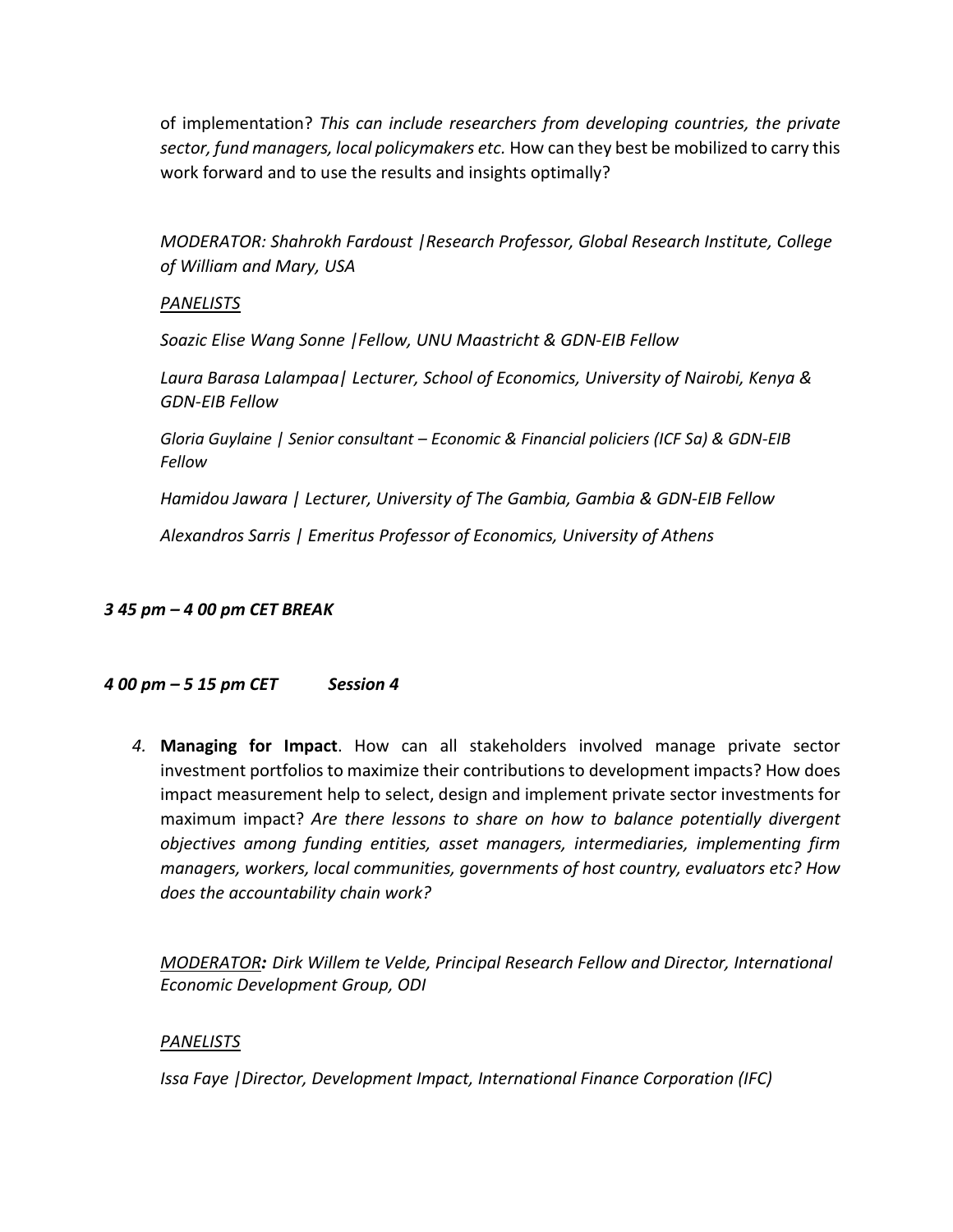of implementation? *This can include researchers from developing countries, the private sector, fund managers, local policymakers etc.* How can they best be mobilized to carry this work forward and to use the results and insights optimally?

*MODERATOR: Shahrokh Fardoust |Research Professor, Global Research Institute, College of William and Mary, USA*

*<u>PANELISTS</u>*

*Soazic Elise Wang Sonne |Fellow, UNU Maastricht & GDN-EIB Fellow*

*Laura Barasa Lalampaa| Lecturer, School of Economics, University of Nairobi, Kenya & GDN-EIB Fellow*

*Gloria Guylaine | Senior consultant – Economic & Financial policiers (ICF Sa) & GDN-EIB Fellow*

*Hamidou Jawara | Lecturer, University of The Gambia, Gambia & GDN-EIB Fellow*

*Alexandros Sarris | Emeritus Professor of Economics, University of Athens*

***3 45 pm – 4 00 pm CET BREAK***

***4 00 pm – 5 15 pm CET     Session 4***

4. **Managing for Impact**. How can all stakeholders involved manage private sector investment portfolios to maximize their contributions to development impacts? How does impact measurement help to select, design and implement private sector investments for maximum impact? *Are there lessons to share on how to balance potentially divergent objectives among funding entities, asset managers, intermediaries, implementing firm managers, workers, local communities, governments of host country, evaluators etc? How does the accountability chain work?*

*<u>MODERATOR</u>**:** Dirk Willem te Velde, Principal Research Fellow and Director, International Economic Development Group, ODI*

*<u>PANELISTS</u>*

*Issa Faye |Director, Development Impact, International Finance Corporation (IFC)*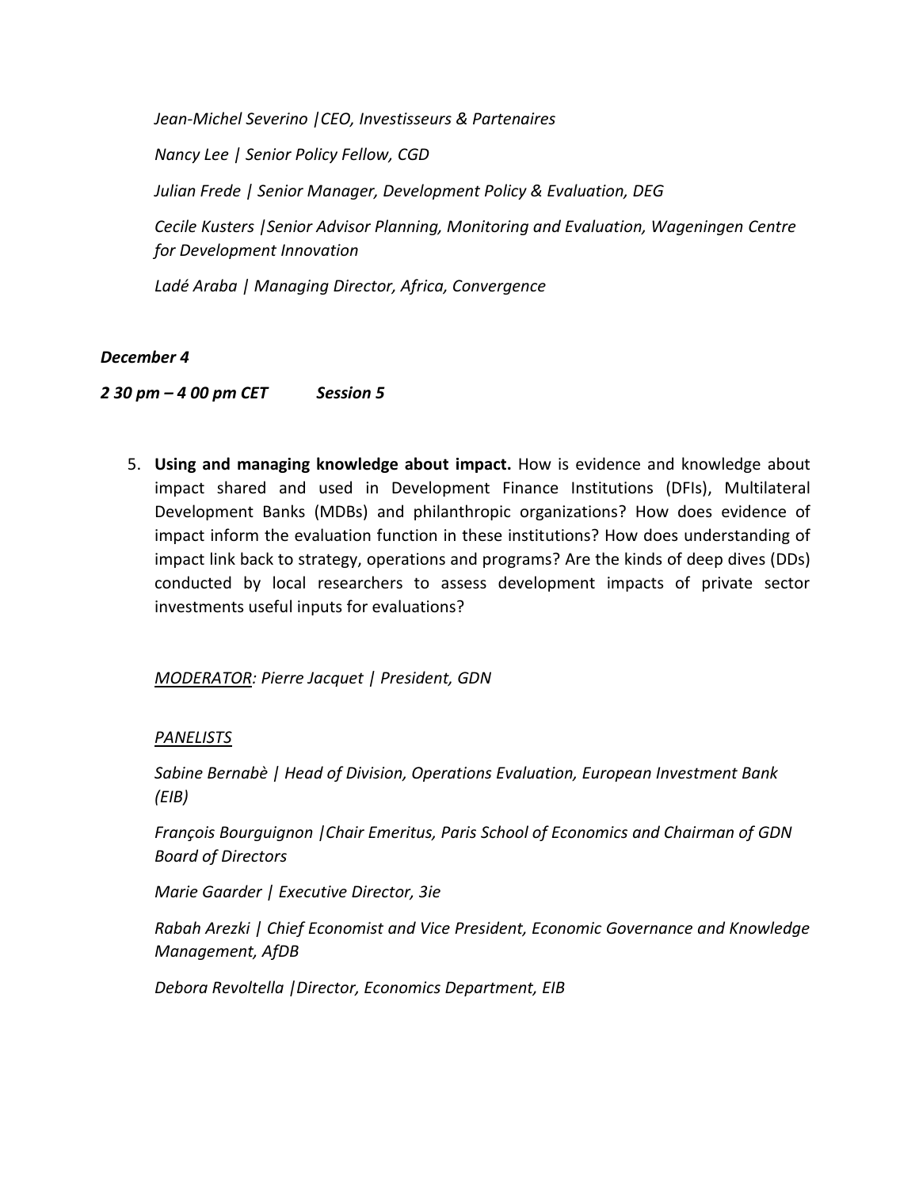*Jean-Michel Severino |CEO, Investisseurs & Partenaires*

*Nancy Lee | Senior Policy Fellow, CGD*

*Julian Frede | Senior Manager, Development Policy & Evaluation, DEG*

*Cecile Kusters |Senior Advisor Planning, Monitoring and Evaluation, Wageningen Centre for Development Innovation*

*Ladé Araba | Managing Director, Africa, Convergence*

***December 4***

***2 30 pm – 4 00 pm CET Session 5***

5. **Using and managing knowledge about impact.** How is evidence and knowledge about impact shared and used in Development Finance Institutions (DFIs), Multilateral Development Banks (MDBs) and philanthropic organizations? How does evidence of impact inform the evaluation function in these institutions? How does understanding of impact link back to strategy, operations and programs? Are the kinds of deep dives (DDs) conducted by local researchers to assess development impacts of private sector investments useful inputs for evaluations?

*MODERATOR: Pierre Jacquet | President, GDN*

*PANELISTS*

*Sabine Bernabè | Head of Division, Operations Evaluation, European Investment Bank (EIB)*

*François Bourguignon |Chair Emeritus, Paris School of Economics and Chairman of GDN Board of Directors*

*Marie Gaarder | Executive Director, 3ie*

*Rabah Arezki | Chief Economist and Vice President, Economic Governance and Knowledge Management, AfDB*

*Debora Revoltella |Director, Economics Department, EIB*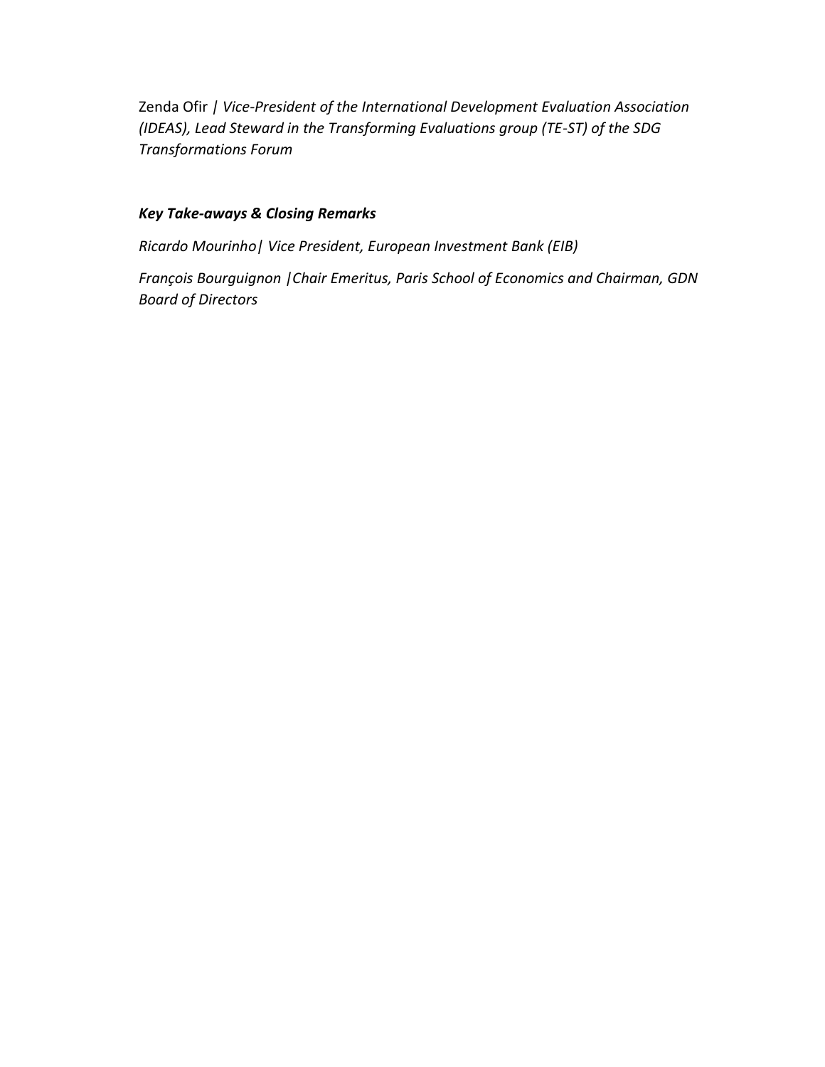Zenda Ofir | *Vice-President of the International Development Evaluation Association (IDEAS), Lead Steward in the Transforming Evaluations group (TE-ST) of the SDG Transformations Forum*

***Key Take-aways & Closing Remarks***

*Ricardo Mourinho| Vice President, European Investment Bank (EIB)*

*François Bourguignon |Chair Emeritus, Paris School of Economics and Chairman, GDN Board of Directors*